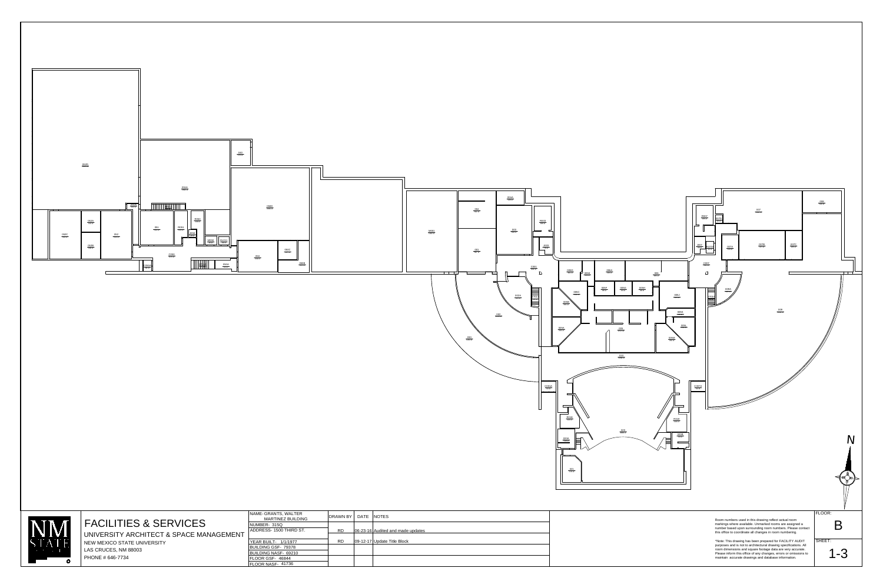# FACILITIES & SERVICES

UNIVERSITY ARCHITECT & SPACE MANAGEMENT

NEW MEXICO STATE UNIVERSITY

LAS CRUCES, NM 88003

PHONE # 646-7734

| NAME- GRANTS, WALTER MARTINEZ BUILDING | DRAWN BY | DATE | NOTES |
|---|---|---|---|
| NUMBER- 315Q | | | |
| ADDRESS- 1500 THIRD ST. | RD | 06-23-16 | Audited and made updates |
| YEAR BUILT- 1/1/1977 | RD | 09-12-17 | Update Title Block |
| BUILDING GSF- 79378 | | | |
| BUILDING NASF- 69210 | | | |
| FLOOR GSF- 46844 | | | |
| FLOOR NASF- 41736 | | | |

Room numbers used in this drawing reflect actual room markings where available. Unmarked rooms are assigned a number based upon surrounding room numbers. Please contact this office to coordinate all changes in room numbering.

*Note: This drawing has been prepared for FACILITY AUDIT purposes and is not to architectural drawing specifications. All room dimensions and square footage data are very accurate. Please inform this office of any changes, errors or omissions to maintain accurate drawings and database information.

FLOOR: B

SHEET: 1-3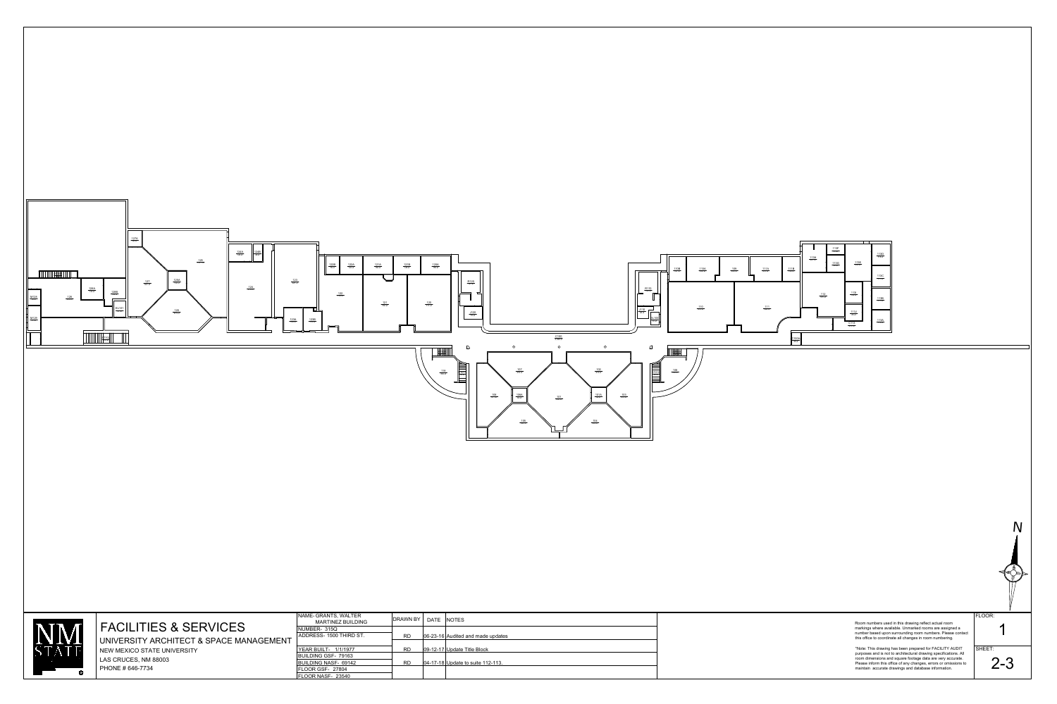# FACILITIES & SERVICES

UNIVERSITY ARCHITECT & SPACE MANAGEMENT

NEW MEXICO STATE UNIVERSITY

LAS CRUCES, NM 88003

PHONE # 646-7734

| | | | |
|---|---|---|---|
| NAME- GRANTS, WALTER MARTINEZ BUILDING | DRAWN BY | DATE | NOTES |
| NUMBER- 315Q | RD | 06-23-16 | Audited and made updates |
| ADDRESS- 1500 THIRD ST. | | | |
| YEAR BUILT- 1/1/1977 | RD | 09-12-17 | Update Title Block |
| BUILDING GSF- 79163 | | | |
| BUILDING NASF- 69142 | RD | 04-17-18 | Update to suite 112-113. |
| FLOOR GSF- 27804 | | | |
| FLOOR NASF- 23540 | | | |

Room numbers used in this drawing reflect actual room markings where available. Unmarked rooms are assigned a number based upon surrounding room numbers. Please contact this office to coordinate all changes in room numbering.

*Note: This drawing has been prepared for FACILITY AUDIT purposes and is not to architectural drawing specifications. All room dimensions and square footage data are very accurate. Please inform this office of any changes, errors or omissions to maintain accurate drawings and database information.

FLOOR: 1

SHEET: 2-3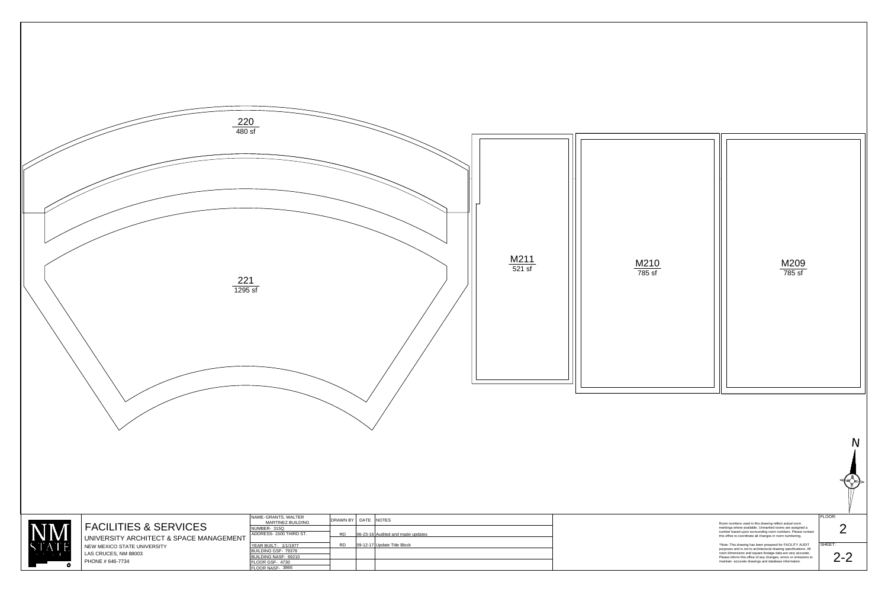220
480 sf

221
1295 sf

M211
521 sf

M210
785 sf

M209
785 sf

N

FACILITIES & SERVICES

UNIVERSITY ARCHITECT & SPACE MANAGEMENT

NEW MEXICO STATE UNIVERSITY

LAS CRUCES, NM 88003

PHONE # 646-7734

| | DRAWN BY | DATE | NOTES |
|---|---|---|---|
| NAME- GRANTS, WALTER MARTINEZ BUILDING | | | |
| NUMBER- 315Q | RD | 06-23-16 | Audited and made updates |
| ADDRESS- 1500 THIRD ST. | | | |
| YEAR BUILT- 1/1/1977 | RD | 09-12-17 | Update Title Block |
| BUILDING GSF- 79378 | | | |
| BUILDING NASF- 69210 | | | |
| FLOOR GSF- 4730 | | | |
| FLOOR NASF- 3866 | | | |

Room numbers used in this drawing reflect actual room markings where available. Unmarked rooms are assigned a number based upon surrounding room numbers. Please contact this office to coordinate all changes in room numbering.

*Note: This drawing has been prepared for FACILITY AUDIT purposes and is not to architectural drawing specifications. All room dimensions and square footage data are very accurate. Please inform this office of any changes, errors or omissions to maintain accurate drawings and database information.

FLOOR:
2

SHEET:
2-2